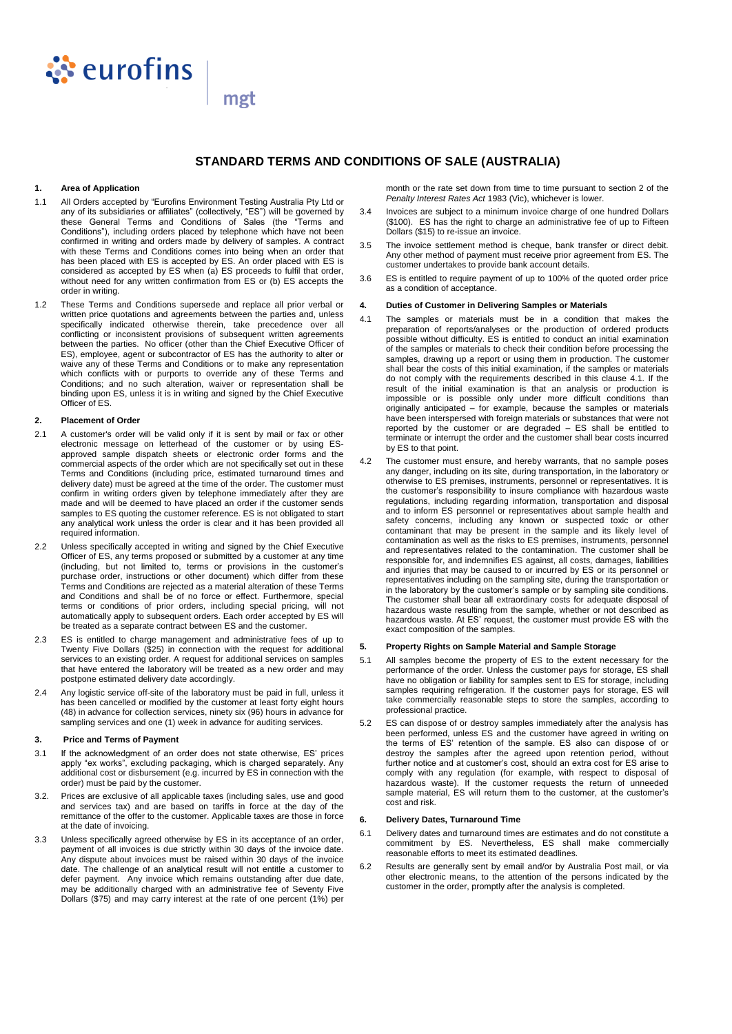# STANDARD TERMS AND CONDITIONS OF SALE (AUSTRALIA)

## 1. Area of Application

1.1 All Orders accepted by "Eurofins Environment Testing Australia Pty Ltd or any of its subsidiaries or affiliates" (collectively, "ES") will be governed by these General Terms and Conditions of Sales (the "Terms and Conditions"), including orders placed by telephone which have not been confirmed in writing and orders made by delivery of samples. A contract with these Terms and Conditions comes into being when an order that has been placed with ES is accepted by ES. An order placed with ES is considered as accepted by ES when (a) ES proceeds to fulfil that order, without need for any written confirmation from ES or (b) ES accepts the order in writing.

1.2 These Terms and Conditions supersede and replace all prior verbal or written price quotations and agreements between the parties and, unless specifically indicated otherwise therein, take precedence over all conflicting or inconsistent provisions of subsequent written agreements between the parties. No officer (other than the Chief Executive Officer of ES), employee, agent or subcontractor of ES has the authority to alter or waive any of these Terms and Conditions or to make any representation which conflicts with or purports to override any of these Terms and Conditions; and no such alteration, waiver or representation shall be binding upon ES, unless it is in writing and signed by the Chief Executive Officer of ES.

## 2. Placement of Order

2.1 A customer's order will be valid only if it is sent by mail or fax or other electronic message on letterhead of the customer or by using ES-approved sample dispatch sheets or electronic order forms and the commercial aspects of the order which are not specifically set out in these Terms and Conditions (including price, estimated turnaround times and delivery date) must be agreed at the time of the order. The customer must confirm in writing orders given by telephone immediately after they are made and will be deemed to have placed an order if the customer sends samples to ES quoting the customer reference. ES is not obligated to start any analytical work unless the order is clear and it has been provided all required information.

2.2 Unless specifically accepted in writing and signed by the Chief Executive Officer of ES, any terms proposed or submitted by a customer at any time (including, but not limited to, terms or provisions in the customer's purchase order, instructions or other document) which differ from these Terms and Conditions are rejected as a material alteration of these Terms and Conditions and shall be of no force or effect. Furthermore, special terms or conditions of prior orders, including special pricing, will not automatically apply to subsequent orders. Each order accepted by ES will be treated as a separate contract between ES and the customer.

2.3 ES is entitled to charge management and administrative fees of up to Twenty Five Dollars ($25) in connection with the request for additional services to an existing order. A request for additional services on samples that have entered the laboratory will be treated as a new order and may postpone estimated delivery date accordingly.

2.4 Any logistic service off-site of the laboratory must be paid in full, unless it has been cancelled or modified by the customer at least forty eight hours (48) in advance for collection services, ninety six (96) hours in advance for sampling services and one (1) week in advance for auditing services.

## 3. Price and Terms of Payment

3.1 If the acknowledgment of an order does not state otherwise, ES' prices apply "ex works", excluding packaging, which is charged separately. Any additional cost or disbursement (e.g. incurred by ES in connection with the order) must be paid by the customer.

3.2. Prices are exclusive of all applicable taxes (including sales, use and good and services tax) and are based on tariffs in force at the day of the remittance of the offer to the customer. Applicable taxes are those in force at the date of invoicing.

3.3 Unless specifically agreed otherwise by ES in its acceptance of an order, payment of all invoices is due strictly within 30 days of the invoice date. Any dispute about invoices must be raised within 30 days of the invoice date. The challenge of an analytical result will not entitle a customer to defer payment. Any invoice which remains outstanding after due date, may be additionally charged with an administrative fee of Seventy Five Dollars ($75) and may carry interest at the rate of one percent (1%) per month or the rate set down from time to time pursuant to section 2 of the *Penalty Interest Rates Act* 1983 (Vic), whichever is lower.

3.4 Invoices are subject to a minimum invoice charge of one hundred Dollars ($100). ES has the right to charge an administrative fee of up to Fifteen Dollars ($15) to re-issue an invoice.

3.5 The invoice settlement method is cheque, bank transfer or direct debit. Any other method of payment must receive prior agreement from ES. The customer undertakes to provide bank account details.

3.6 ES is entitled to require payment of up to 100% of the quoted order price as a condition of acceptance.

## 4. Duties of Customer in Delivering Samples or Materials

4.1 The samples or materials must be in a condition that makes the preparation of reports/analyses or the production of ordered products possible without difficulty. ES is entitled to conduct an initial examination of the samples or materials to check their condition before processing the samples, drawing up a report or using them in production. The customer shall bear the costs of this initial examination, if the samples or materials do not comply with the requirements described in this clause 4.1. If the result of the initial examination is that an analysis or production is impossible or is possible only under more difficult conditions than originally anticipated – for example, because the samples or materials have been interspersed with foreign materials or substances that were not reported by the customer or are degraded – ES shall be entitled to terminate or interrupt the order and the customer shall bear costs incurred by ES to that point.

4.2 The customer must ensure, and hereby warrants, that no sample poses any danger, including on its site, during transportation, in the laboratory or otherwise to ES premises, instruments, personnel or representatives. It is the customer's responsibility to insure compliance with hazardous waste regulations, including regarding information, transportation and disposal and to inform ES personnel or representatives about sample health and safety concerns, including any known or suspected toxic or other contaminant that may be present in the sample and its likely level of contamination as well as the risks to ES premises, instruments, personnel and representatives related to the contamination. The customer shall be responsible for, and indemnifies ES against, all costs, damages, liabilities and injuries that may be caused to or incurred by ES or its personnel or representatives including on the sampling site, during the transportation or in the laboratory by the customer's sample or by sampling site conditions. The customer shall bear all extraordinary costs for adequate disposal of hazardous waste resulting from the sample, whether or not described as hazardous waste. At ES' request, the customer must provide ES with the exact composition of the samples.

## 5. Property Rights on Sample Material and Sample Storage

5.1 All samples become the property of ES to the extent necessary for the performance of the order. Unless the customer pays for storage, ES shall have no obligation or liability for samples sent to ES for storage, including samples requiring refrigeration. If the customer pays for storage, ES will take commercially reasonable steps to store the samples, according to professional practice.

5.2 ES can dispose of or destroy samples immediately after the analysis has been performed, unless ES and the customer have agreed in writing on the terms of ES' retention of the sample. ES also can dispose of or destroy the samples after the agreed upon retention period, without further notice and at customer's cost, should an extra cost for ES arise to comply with any regulation (for example, with respect to disposal of hazardous waste). If the customer requests the return of unneeded sample material, ES will return them to the customer, at the customer's cost and risk.

## 6. Delivery Dates, Turnaround Time

6.1 Delivery dates and turnaround times are estimates and do not constitute a commitment by ES. Nevertheless, ES shall make commercially reasonable efforts to meet its estimated deadlines.

6.2 Results are generally sent by email and/or by Australia Post mail, or via other electronic means, to the attention of the persons indicated by the customer in the order, promptly after the analysis is completed.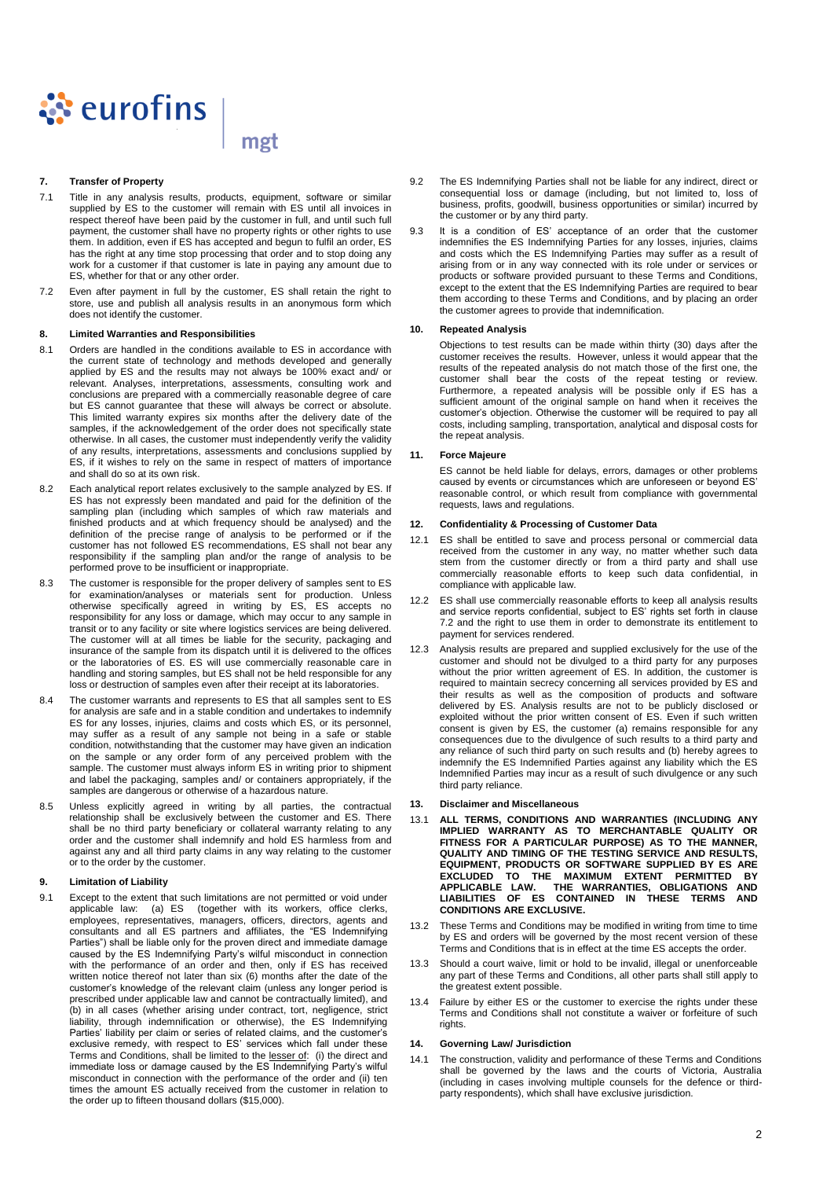## 7. Transfer of Property

7.1 Title in any analysis results, products, equipment, software or similar supplied by ES to the customer will remain with ES until all invoices in respect thereof have been paid by the customer in full, and until such full payment, the customer shall have no property rights or other rights to use them. In addition, even if ES has accepted and begun to fulfil an order, ES has the right at any time stop processing that order and to stop doing any work for a customer if that customer is late in paying any amount due to ES, whether for that or any other order.

7.2 Even after payment in full by the customer, ES shall retain the right to store, use and publish all analysis results in an anonymous form which does not identify the customer.

## 8. Limited Warranties and Responsibilities

8.1 Orders are handled in the conditions available to ES in accordance with the current state of technology and methods developed and generally applied by ES and the results may not always be 100% exact and/ or relevant. Analyses, interpretations, assessments, consulting work and conclusions are prepared with a commercially reasonable degree of care but ES cannot guarantee that these will always be correct or absolute. This limited warranty expires six months after the delivery date of the samples, if the acknowledgement of the order does not specifically state otherwise. In all cases, the customer must independently verify the validity of any results, interpretations, assessments and conclusions supplied by ES, if it wishes to rely on the same in respect of matters of importance and shall do so at its own risk.

8.2 Each analytical report relates exclusively to the sample analyzed by ES. If ES has not expressly been mandated and paid for the definition of the sampling plan (including which samples of which raw materials and finished products and at which frequency should be analysed) and the definition of the precise range of analysis to be performed or if the customer has not followed ES recommendations, ES shall not bear any responsibility if the sampling plan and/or the range of analysis to be performed prove to be insufficient or inappropriate.

8.3 The customer is responsible for the proper delivery of samples sent to ES for examination/analyses or materials sent for production. Unless otherwise specifically agreed in writing by ES, ES accepts no responsibility for any loss or damage, which may occur to any sample in transit or to any facility or site where logistics services are being delivered. The customer will at all times be liable for the security, packaging and insurance of the sample from its dispatch until it is delivered to the offices or the laboratories of ES. ES will use commercially reasonable care in handling and storing samples, but ES shall not be held responsible for any loss or destruction of samples even after their receipt at its laboratories.

8.4 The customer warrants and represents to ES that all samples sent to ES for analysis are safe and in a stable condition and undertakes to indemnify ES for any losses, injuries, claims and costs which ES, or its personnel, may suffer as a result of any sample not being in a safe or stable condition, notwithstanding that the customer may have given an indication on the sample or any other form of any perceived problem with the sample. The customer must always inform ES in writing prior to shipment and label the packaging, samples and/ or containers appropriately, if the samples are dangerous or otherwise of a hazardous nature.

8.5 Unless explicitly agreed in writing by all parties, the contractual relationship shall be exclusively between the customer and ES. There shall be no third party beneficiary or collateral warranty relating to any order and the customer shall indemnify and hold ES harmless from and against any and all third party claims in any way relating to the customer or to the order by the customer.

## 9. Limitation of Liability

9.1 Except to the extent that such limitations are not permitted or void under applicable law: (a) ES (together with its workers, office clerks, employees, representatives, managers, officers, directors, agents and consultants and all ES partners and affiliates, the "ES Indemnifying Parties") shall be liable only for the proven direct and immediate damage caused by the ES Indemnifying Party's wilful misconduct in connection with the performance of an order and then, only if ES has received written notice thereof not later than six (6) months after the date of the customer's knowledge of the relevant claim (unless any longer period is prescribed under applicable law and cannot be contractually limited), and (b) in all cases (whether arising under contract, tort, negligence, strict liability, through indemnification or otherwise), the ES Indemnifying Parties' liability per claim or series of related claims, and the customer's exclusive remedy, with respect to ES' services which fall under these Terms and Conditions, shall be limited to the lesser of: (i) the direct and immediate loss or damage caused by the ES Indemnifying Party's wilful misconduct in connection with the performance of the order and (ii) ten times the amount ES actually received from the customer in relation to the order up to fifteen thousand dollars ($15,000).

9.2 The ES Indemnifying Parties shall not be liable for any indirect, direct or consequential loss or damage (including, but not limited to, loss of business, profits, goodwill, business opportunities or similar) incurred by the customer or by any third party.

9.3 It is a condition of ES' acceptance of an order that the customer indemnifies the ES Indemnifying Parties for any losses, injuries, claims and costs which the ES Indemnifying Parties may suffer as a result of arising from or in any way connected with its role under or services or products or software provided pursuant to these Terms and Conditions, except to the extent that the ES Indemnifying Parties are required to bear them according to these Terms and Conditions, and by placing an order the customer agrees to provide that indemnification.

## 10. Repeated Analysis

Objections to test results can be made within thirty (30) days after the customer receives the results. However, unless it would appear that the results of the repeated analysis do not match those of the first one, the customer shall bear the costs of the repeat testing or review. Furthermore, a repeated analysis will be possible only if ES has a sufficient amount of the original sample on hand when it receives the customer's objection. Otherwise the customer will be required to pay all costs, including sampling, transportation, analytical and disposal costs for the repeat analysis.

## 11. Force Majeure

ES cannot be held liable for delays, errors, damages or other problems caused by events or circumstances which are unforeseen or beyond ES' reasonable control, or which result from compliance with governmental requests, laws and regulations.

## 12. Confidentiality & Processing of Customer Data

12.1 ES shall be entitled to save and process personal or commercial data received from the customer in any way, no matter whether such data stem from the customer directly or from a third party and shall use commercially reasonable efforts to keep such data confidential, in compliance with applicable law.

12.2 ES shall use commercially reasonable efforts to keep all analysis results and service reports confidential, subject to ES' rights set forth in clause 7.2 and the right to use them in order to demonstrate its entitlement to payment for services rendered.

12.3 Analysis results are prepared and supplied exclusively for the use of the customer and should not be divulged to a third party for any purposes without the prior written agreement of ES. In addition, the customer is required to maintain secrecy concerning all services provided by ES and their results as well as the composition of products and software delivered by ES. Analysis results are not to be publicly disclosed or exploited without the prior written consent of ES. Even if such written consent is given by ES, the customer (a) remains responsible for any consequences due to the divulgence of such results to a third party and any reliance of such third party on such results and (b) hereby agrees to indemnify the ES Indemnified Parties against any liability which the ES Indemnified Parties may incur as a result of such divulgence or any such third party reliance.

## 13. Disclaimer and Miscellaneous

13.1 **ALL TERMS, CONDITIONS AND WARRANTIES (INCLUDING ANY IMPLIED WARRANTY AS TO MERCHANTABLE QUALITY OR FITNESS FOR A PARTICULAR PURPOSE) AS TO THE MANNER, QUALITY AND TIMING OF THE TESTING SERVICE AND RESULTS, EQUIPMENT, PRODUCTS OR SOFTWARE SUPPLIED BY ES ARE EXCLUDED TO THE MAXIMUM EXTENT PERMITTED BY APPLICABLE LAW. THE WARRANTIES, OBLIGATIONS AND LIABILITIES OF ES CONTAINED IN THESE TERMS AND CONDITIONS ARE EXCLUSIVE.**

13.2 These Terms and Conditions may be modified in writing from time to time by ES and orders will be governed by the most recent version of these Terms and Conditions that is in effect at the time ES accepts the order.

13.3 Should a court waive, limit or hold to be invalid, illegal or unenforceable any part of these Terms and Conditions, all other parts shall still apply to the greatest extent possible.

13.4 Failure by either ES or the customer to exercise the rights under these Terms and Conditions shall not constitute a waiver or forfeiture of such rights.

## 14. Governing Law/ Jurisdiction

14.1 The construction, validity and performance of these Terms and Conditions shall be governed by the laws and the courts of Victoria, Australia (including in cases involving multiple counsels for the defence or third-party respondents), which shall have exclusive jurisdiction.